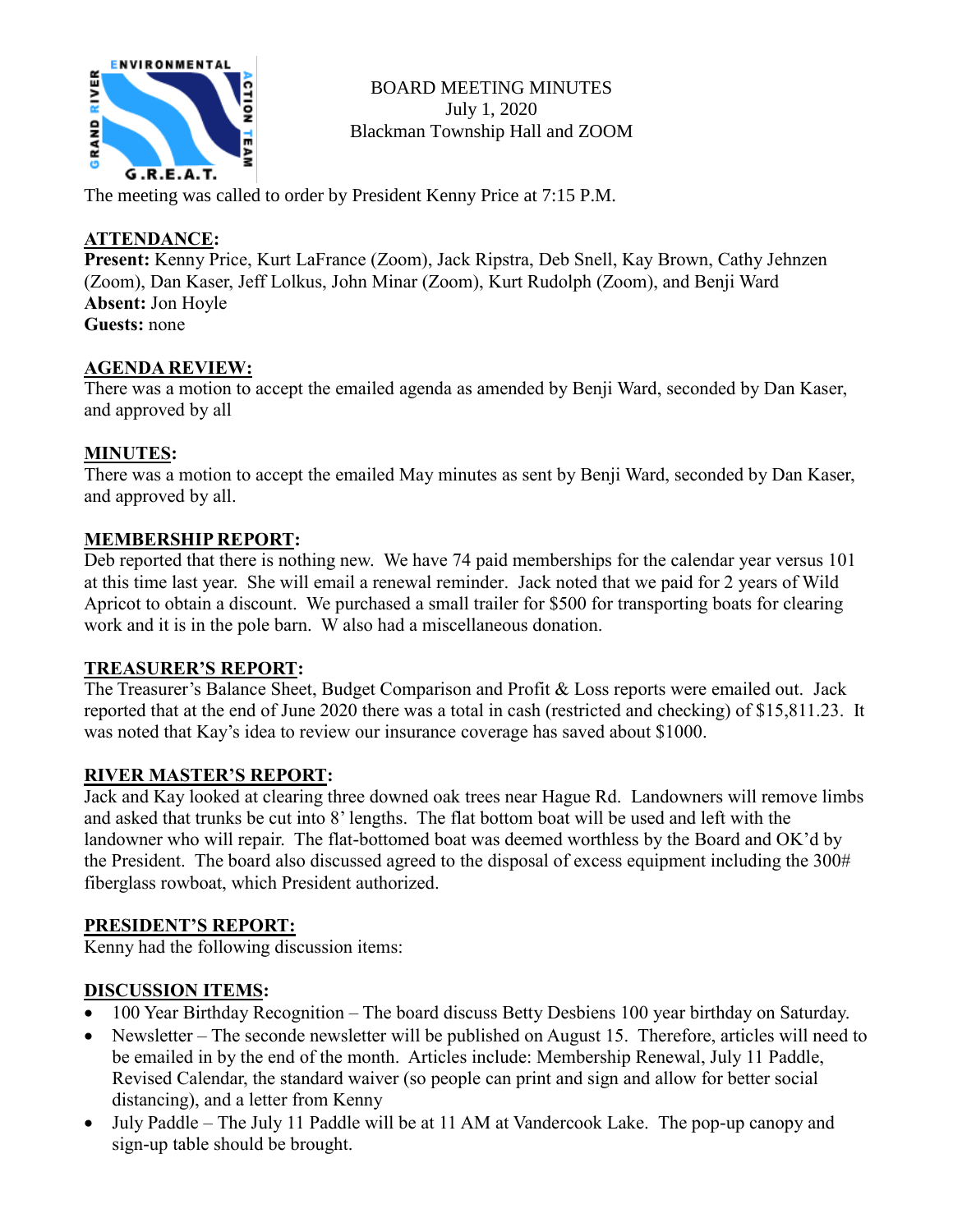BOARD MEETING MINUTES
July 1, 2020
Blackman Township Hall and ZOOM

The meeting was called to order by President Kenny Price at 7:15 P.M.

## ATTENDANCE:

**Present:** Kenny Price, Kurt LaFrance (Zoom), Jack Ripstra, Deb Snell, Kay Brown, Cathy Jehnzen (Zoom), Dan Kaser, Jeff Lolkus, John Minar (Zoom), Kurt Rudolph (Zoom), and Benji Ward
**Absent:** Jon Hoyle
**Guests:** none

## AGENDA REVIEW:

There was a motion to accept the emailed agenda as amended by Benji Ward, seconded by Dan Kaser, and approved by all

## MINUTES:

There was a motion to accept the emailed May minutes as sent by Benji Ward, seconded by Dan Kaser, and approved by all.

## MEMBERSHIP REPORT:

Deb reported that there is nothing new. We have 74 paid memberships for the calendar year versus 101 at this time last year. She will email a renewal reminder. Jack noted that we paid for 2 years of Wild Apricot to obtain a discount. We purchased a small trailer for $500 for transporting boats for clearing work and it is in the pole barn. W also had a miscellaneous donation.

## TREASURER'S REPORT:

The Treasurer's Balance Sheet, Budget Comparison and Profit & Loss reports were emailed out. Jack reported that at the end of June 2020 there was a total in cash (restricted and checking) of $15,811.23. It was noted that Kay's idea to review our insurance coverage has saved about $1000.

## RIVER MASTER'S REPORT:

Jack and Kay looked at clearing three downed oak trees near Hague Rd. Landowners will remove limbs and asked that trunks be cut into 8' lengths. The flat bottom boat will be used and left with the landowner who will repair. The flat-bottomed boat was deemed worthless by the Board and OK'd by the President. The board also discussed agreed to the disposal of excess equipment including the 300# fiberglass rowboat, which President authorized.

## PRESIDENT'S REPORT:

Kenny had the following discussion items:

## DISCUSSION ITEMS:

- 100 Year Birthday Recognition – The board discuss Betty Desbiens 100 year birthday on Saturday.
- Newsletter – The seconde newsletter will be published on August 15. Therefore, articles will need to be emailed in by the end of the month. Articles include: Membership Renewal, July 11 Paddle, Revised Calendar, the standard waiver (so people can print and sign and allow for better social distancing), and a letter from Kenny
- July Paddle – The July 11 Paddle will be at 11 AM at Vandercook Lake. The pop-up canopy and sign-up table should be brought.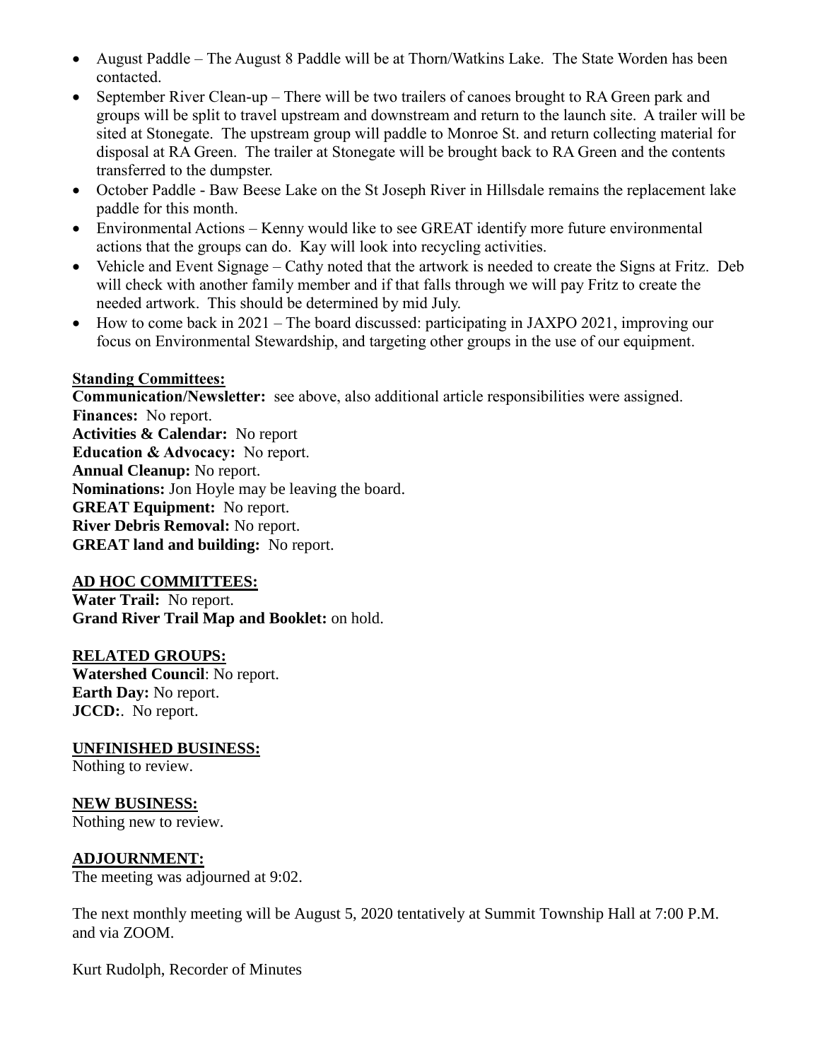- August Paddle – The August 8 Paddle will be at Thorn/Watkins Lake. The State Worden has been contacted.
- September River Clean-up – There will be two trailers of canoes brought to RA Green park and groups will be split to travel upstream and downstream and return to the launch site. A trailer will be sited at Stonegate. The upstream group will paddle to Monroe St. and return collecting material for disposal at RA Green. The trailer at Stonegate will be brought back to RA Green and the contents transferred to the dumpster.
- October Paddle - Baw Beese Lake on the St Joseph River in Hillsdale remains the replacement lake paddle for this month.
- Environmental Actions – Kenny would like to see GREAT identify more future environmental actions that the groups can do. Kay will look into recycling activities.
- Vehicle and Event Signage – Cathy noted that the artwork is needed to create the Signs at Fritz. Deb will check with another family member and if that falls through we will pay Fritz to create the needed artwork. This should be determined by mid July.
- How to come back in 2021 – The board discussed: participating in JAXPO 2021, improving our focus on Environmental Stewardship, and targeting other groups in the use of our equipment.

**Standing Committees:**

**Communication/Newsletter:** see above, also additional article responsibilities were assigned.
**Finances:** No report.
**Activities & Calendar:** No report
**Education & Advocacy:** No report.
**Annual Cleanup:** No report.
**Nominations:** Jon Hoyle may be leaving the board.
**GREAT Equipment:** No report.
**River Debris Removal:** No report.
**GREAT land and building:** No report.

**AD HOC COMMITTEES:**

**Water Trail:** No report.
**Grand River Trail Map and Booklet:** on hold.

**RELATED GROUPS:**

**Watershed Council**: No report.
**Earth Day:** No report.
**JCCD:**. No report.

**UNFINISHED BUSINESS:**

Nothing to review.

**NEW BUSINESS:**

Nothing new to review.

**ADJOURNMENT:**

The meeting was adjourned at 9:02.

The next monthly meeting will be August 5, 2020 tentatively at Summit Township Hall at 7:00 P.M. and via ZOOM.

Kurt Rudolph, Recorder of Minutes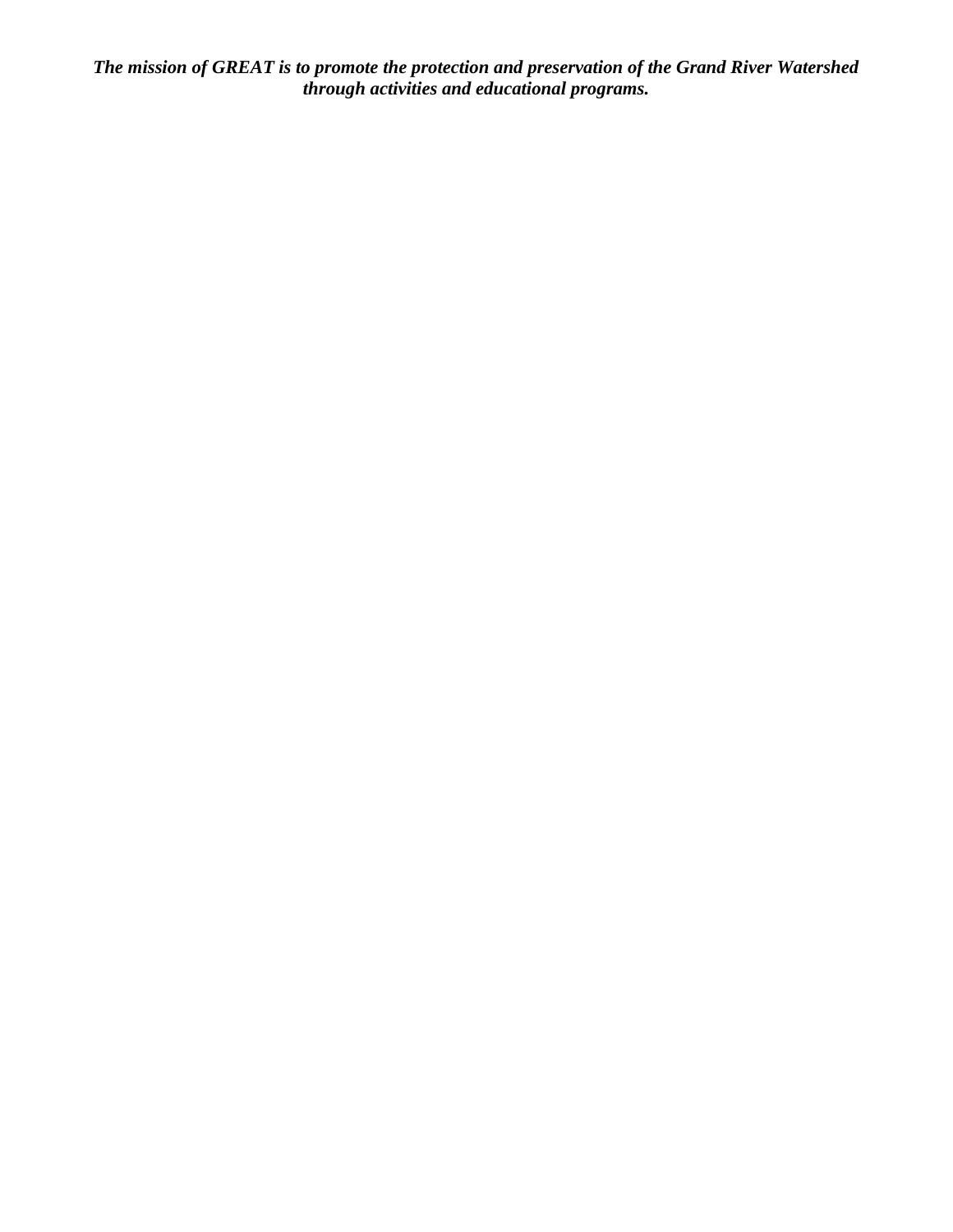***The mission of GREAT is to promote the protection and preservation of the Grand River Watershed through activities and educational programs.***